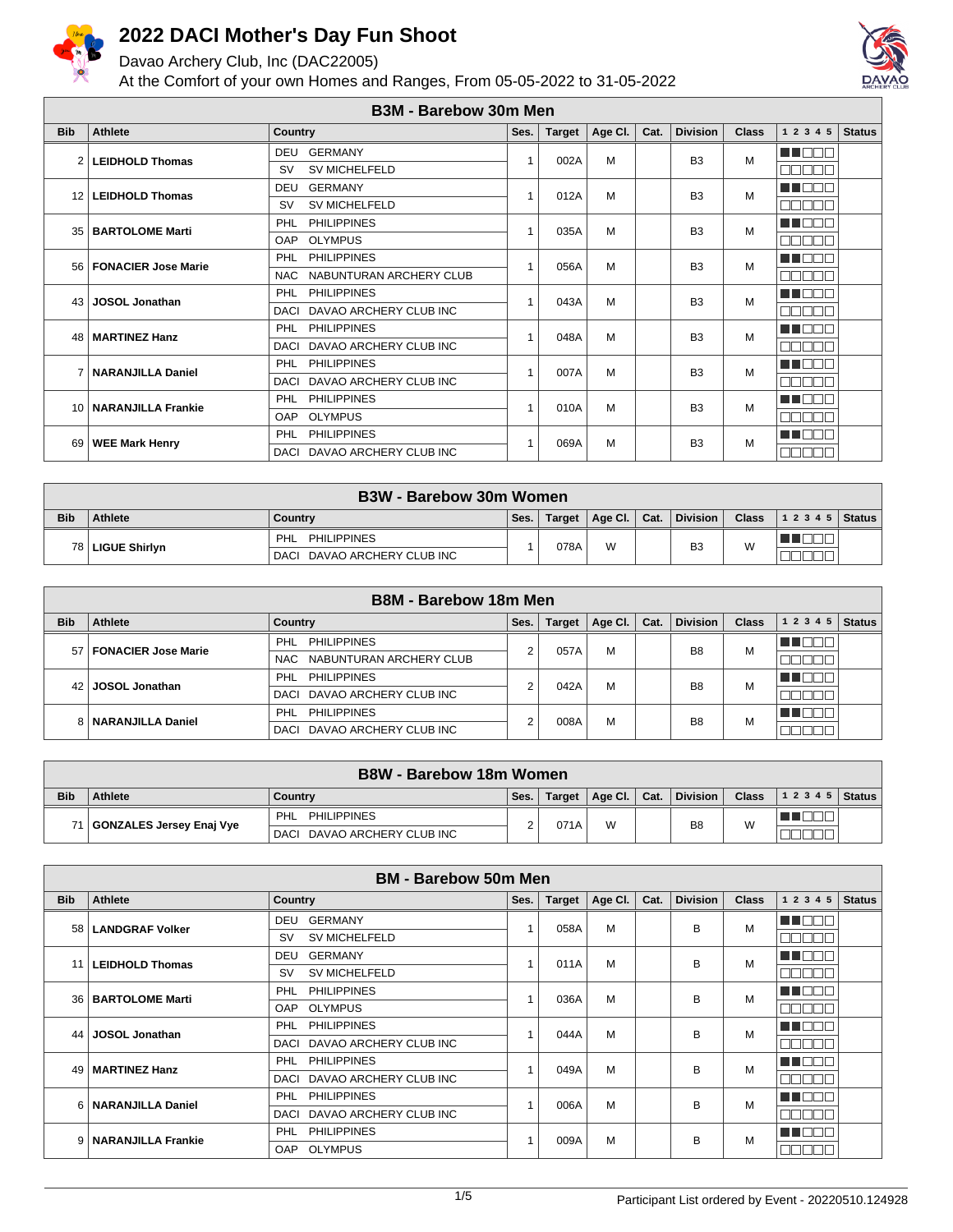# 2022 DACI Mother's Day Fun Shoot

Davao Archery Club, Inc (DAC22005)

At the Comfort of your own Homes and Ranges, From 05-05-2022 to 31-05-2022

## B3M - Barebow 30m Men

| Bib | Athlete | Country | Ses. | Target | Age Cl. | Cat. | Division | Class | 1 2 3 4 5 | Status |
|---|---|---|---|---|---|---|---|---|---|---|
| 2 | LEIDHOLD Thomas | DEU GERMANY / SV SV MICHELFELD | 1 | 002A | M | | B3 | M | | |
| 12 | LEIDHOLD Thomas | DEU GERMANY / SV SV MICHELFELD | 1 | 012A | M | | B3 | M | | |
| 35 | BARTOLOME Marti | PHL PHILIPPINES / OAP OLYMPUS | 1 | 035A | M | | B3 | M | | |
| 56 | FONACIER Jose Marie | PHL PHILIPPINES / NAC NABUNTURAN ARCHERY CLUB | 1 | 056A | M | | B3 | M | | |
| 43 | JOSOL Jonathan | PHL PHILIPPINES / DACI DAVAO ARCHERY CLUB INC | 1 | 043A | M | | B3 | M | | |
| 48 | MARTINEZ Hanz | PHL PHILIPPINES / DACI DAVAO ARCHERY CLUB INC | 1 | 048A | M | | B3 | M | | |
| 7 | NARANJILLA Daniel | PHL PHILIPPINES / DACI DAVAO ARCHERY CLUB INC | 1 | 007A | M | | B3 | M | | |
| 10 | NARANJILLA Frankie | PHL PHILIPPINES / OAP OLYMPUS | 1 | 010A | M | | B3 | M | | |
| 69 | WEE Mark Henry | PHL PHILIPPINES / DACI DAVAO ARCHERY CLUB INC | 1 | 069A | M | | B3 | M | | |

## B3W - Barebow 30m Women

| Bib | Athlete | Country | Ses. | Target | Age Cl. | Cat. | Division | Class | 1 2 3 4 5 | Status |
|---|---|---|---|---|---|---|---|---|---|---|
| 78 | LIGUE Shirlyn | PHL PHILIPPINES / DACI DAVAO ARCHERY CLUB INC | 1 | 078A | W | | B3 | W | | |

## B8M - Barebow 18m Men

| Bib | Athlete | Country | Ses. | Target | Age Cl. | Cat. | Division | Class | 1 2 3 4 5 | Status |
|---|---|---|---|---|---|---|---|---|---|---|
| 57 | FONACIER Jose Marie | PHL PHILIPPINES / NAC NABUNTURAN ARCHERY CLUB | 2 | 057A | M | | B8 | M | | |
| 42 | JOSOL Jonathan | PHL PHILIPPINES / DACI DAVAO ARCHERY CLUB INC | 2 | 042A | M | | B8 | M | | |
| 8 | NARANJILLA Daniel | PHL PHILIPPINES / DACI DAVAO ARCHERY CLUB INC | 2 | 008A | M | | B8 | M | | |

## B8W - Barebow 18m Women

| Bib | Athlete | Country | Ses. | Target | Age Cl. | Cat. | Division | Class | 1 2 3 4 5 | Status |
|---|---|---|---|---|---|---|---|---|---|---|
| 71 | GONZALES Jersey Enaj Vye | PHL PHILIPPINES / DACI DAVAO ARCHERY CLUB INC | 2 | 071A | W | | B8 | W | | |

## BM - Barebow 50m Men

| Bib | Athlete | Country | Ses. | Target | Age Cl. | Cat. | Division | Class | 1 2 3 4 5 | Status |
|---|---|---|---|---|---|---|---|---|---|---|
| 58 | LANDGRAF Volker | DEU GERMANY / SV SV MICHELFELD | 1 | 058A | M | | B | M | | |
| 11 | LEIDHOLD Thomas | DEU GERMANY / SV SV MICHELFELD | 1 | 011A | M | | B | M | | |
| 36 | BARTOLOME Marti | PHL PHILIPPINES / OAP OLYMPUS | 1 | 036A | M | | B | M | | |
| 44 | JOSOL Jonathan | PHL PHILIPPINES / DACI DAVAO ARCHERY CLUB INC | 1 | 044A | M | | B | M | | |
| 49 | MARTINEZ Hanz | PHL PHILIPPINES / DACI DAVAO ARCHERY CLUB INC | 1 | 049A | M | | B | M | | |
| 6 | NARANJILLA Daniel | PHL PHILIPPINES / DACI DAVAO ARCHERY CLUB INC | 1 | 006A | M | | B | M | | |
| 9 | NARANJILLA Frankie | PHL PHILIPPINES / OAP OLYMPUS | 1 | 009A | M | | B | M | | |

Participant List ordered by Event - 20220510.124928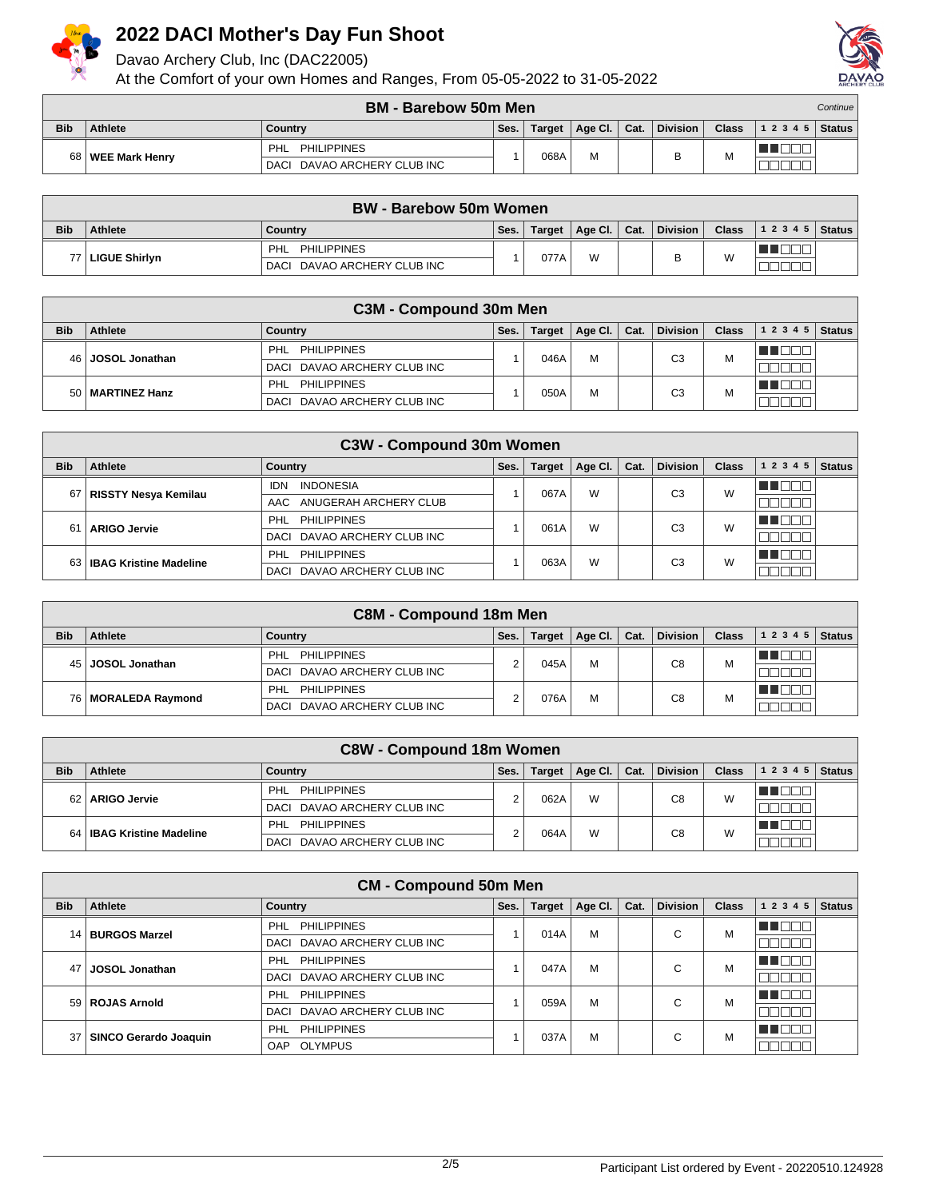# 2022 DACI Mother's Day Fun Shoot

Davao Archery Club, Inc (DAC22005)

At the Comfort of your own Homes and Ranges, From 05-05-2022 to 31-05-2022

## BM - Barebow 50m Men

*Continue*

| Bib | Athlete | Country | Ses. | Target | Age Cl. | Cat. | Division | Class | 1 2 3 4 5 | Status |
|---|---|---|---|---|---|---|---|---|---|---|
| 68 | WEE Mark Henry | PHL PHILIPPINES / DACI DAVAO ARCHERY CLUB INC | 1 | 068A | M | | B | M | | |

## BW - Barebow 50m Women

| Bib | Athlete | Country | Ses. | Target | Age Cl. | Cat. | Division | Class | 1 2 3 4 5 | Status |
|---|---|---|---|---|---|---|---|---|---|---|
| 77 | LIGUE Shirlyn | PHL PHILIPPINES / DACI DAVAO ARCHERY CLUB INC | 1 | 077A | W | | B | W | | |

## C3M - Compound 30m Men

| Bib | Athlete | Country | Ses. | Target | Age Cl. | Cat. | Division | Class | 1 2 3 4 5 | Status |
|---|---|---|---|---|---|---|---|---|---|---|
| 46 | JOSOL Jonathan | PHL PHILIPPINES / DACI DAVAO ARCHERY CLUB INC | 1 | 046A | M | | C3 | M | | |
| 50 | MARTINEZ Hanz | PHL PHILIPPINES / DACI DAVAO ARCHERY CLUB INC | 1 | 050A | M | | C3 | M | | |

## C3W - Compound 30m Women

| Bib | Athlete | Country | Ses. | Target | Age Cl. | Cat. | Division | Class | 1 2 3 4 5 | Status |
|---|---|---|---|---|---|---|---|---|---|---|
| 67 | RISSTY Nesya Kemilau | IDN INDONESIA / AAC ANUGERAH ARCHERY CLUB | 1 | 067A | W | | C3 | W | | |
| 61 | ARIGO Jervie | PHL PHILIPPINES / DACI DAVAO ARCHERY CLUB INC | 1 | 061A | W | | C3 | W | | |
| 63 | IBAG Kristine Madeline | PHL PHILIPPINES / DACI DAVAO ARCHERY CLUB INC | 1 | 063A | W | | C3 | W | | |

## C8M - Compound 18m Men

| Bib | Athlete | Country | Ses. | Target | Age Cl. | Cat. | Division | Class | 1 2 3 4 5 | Status |
|---|---|---|---|---|---|---|---|---|---|---|
| 45 | JOSOL Jonathan | PHL PHILIPPINES / DACI DAVAO ARCHERY CLUB INC | 2 | 045A | M | | C8 | M | | |
| 76 | MORALEDA Raymond | PHL PHILIPPINES / DACI DAVAO ARCHERY CLUB INC | 2 | 076A | M | | C8 | M | | |

## C8W - Compound 18m Women

| Bib | Athlete | Country | Ses. | Target | Age Cl. | Cat. | Division | Class | 1 2 3 4 5 | Status |
|---|---|---|---|---|---|---|---|---|---|---|
| 62 | ARIGO Jervie | PHL PHILIPPINES / DACI DAVAO ARCHERY CLUB INC | 2 | 062A | W | | C8 | W | | |
| 64 | IBAG Kristine Madeline | PHL PHILIPPINES / DACI DAVAO ARCHERY CLUB INC | 2 | 064A | W | | C8 | W | | |

## CM - Compound 50m Men

| Bib | Athlete | Country | Ses. | Target | Age Cl. | Cat. | Division | Class | 1 2 3 4 5 | Status |
|---|---|---|---|---|---|---|---|---|---|---|
| 14 | BURGOS Marzel | PHL PHILIPPINES / DACI DAVAO ARCHERY CLUB INC | 1 | 014A | M | | C | M | | |
| 47 | JOSOL Jonathan | PHL PHILIPPINES / DACI DAVAO ARCHERY CLUB INC | 1 | 047A | M | | C | M | | |
| 59 | ROJAS Arnold | PHL PHILIPPINES / DACI DAVAO ARCHERY CLUB INC | 1 | 059A | M | | C | M | | |
| 37 | SINCO Gerardo Joaquin | PHL PHILIPPINES / OAP OLYMPUS | 1 | 037A | M | | C | M | | |

Participant List ordered by Event - 20220510.124928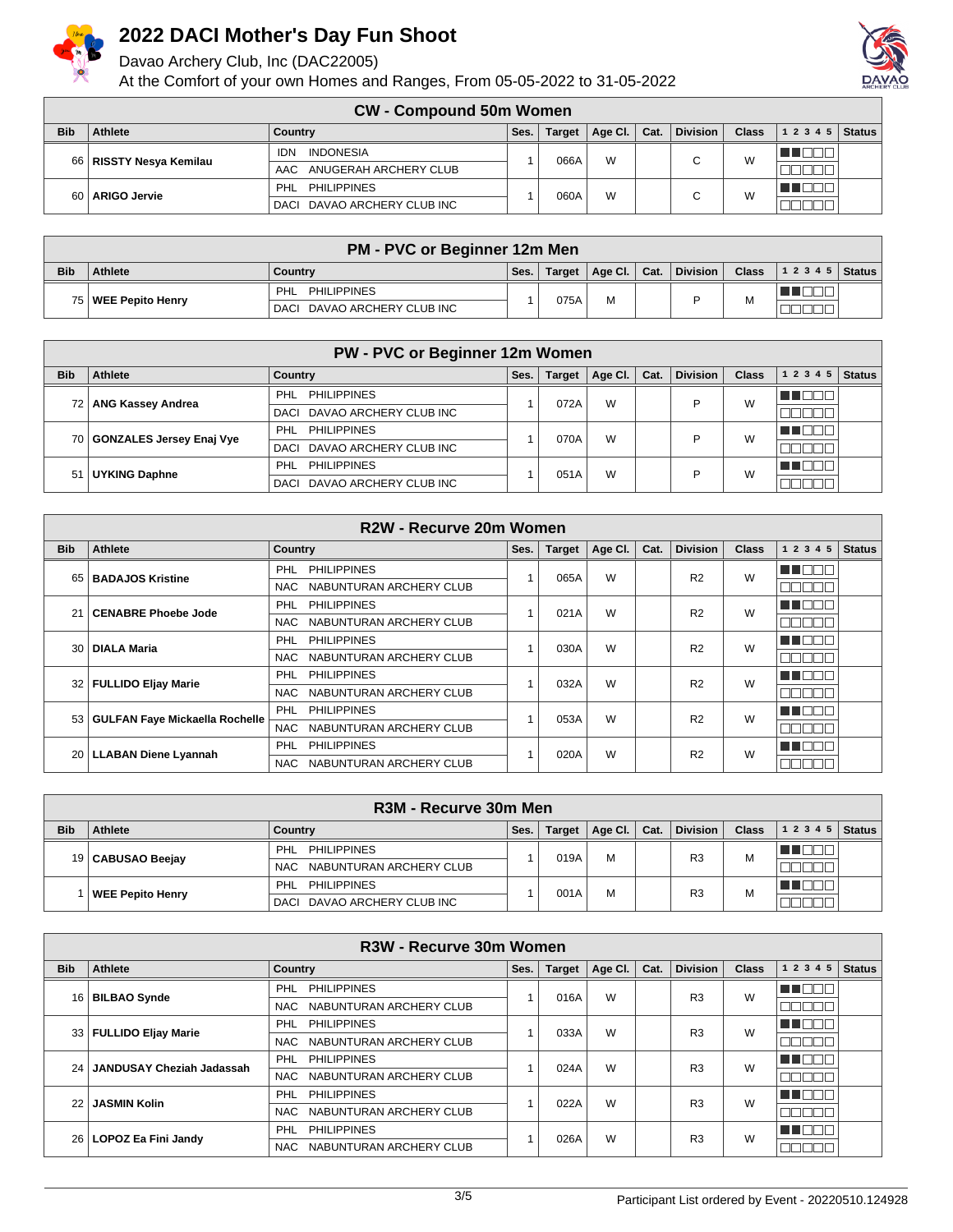# 2022 DACI Mother's Day Fun Shoot

Davao Archery Club, Inc (DAC22005)

At the Comfort of your own Homes and Ranges, From 05-05-2022 to 31-05-2022

## CW - Compound 50m Women

| Bib | Athlete | Country | Ses. | Target | Age Cl. | Cat. | Division | Class | 1 2 3 4 5 | Status |
|---|---|---|---|---|---|---|---|---|---|---|
| 66 | RISSTY Nesya Kemilau | IDN INDONESIA / AAC ANUGERAH ARCHERY CLUB | 1 | 066A | W | | C | W | | |
| 60 | ARIGO Jervie | PHL PHILIPPINES / DACI DAVAO ARCHERY CLUB INC | 1 | 060A | W | | C | W | | |

## PM - PVC or Beginner 12m Men

| Bib | Athlete | Country | Ses. | Target | Age Cl. | Cat. | Division | Class | 1 2 3 4 5 | Status |
|---|---|---|---|---|---|---|---|---|---|---|
| 75 | WEE Pepito Henry | PHL PHILIPPINES / DACI DAVAO ARCHERY CLUB INC | 1 | 075A | M | | P | M | | |

## PW - PVC or Beginner 12m Women

| Bib | Athlete | Country | Ses. | Target | Age Cl. | Cat. | Division | Class | 1 2 3 4 5 | Status |
|---|---|---|---|---|---|---|---|---|---|---|
| 72 | ANG Kassey Andrea | PHL PHILIPPINES / DACI DAVAO ARCHERY CLUB INC | 1 | 072A | W | | P | W | | |
| 70 | GONZALES Jersey Enaj Vye | PHL PHILIPPINES / DACI DAVAO ARCHERY CLUB INC | 1 | 070A | W | | P | W | | |
| 51 | UYKING Daphne | PHL PHILIPPINES / DACI DAVAO ARCHERY CLUB INC | 1 | 051A | W | | P | W | | |

## R2W - Recurve 20m Women

| Bib | Athlete | Country | Ses. | Target | Age Cl. | Cat. | Division | Class | 1 2 3 4 5 | Status |
|---|---|---|---|---|---|---|---|---|---|---|
| 65 | BADAJOS Kristine | PHL PHILIPPINES / NAC NABUNTURAN ARCHERY CLUB | 1 | 065A | W | | R2 | W | | |
| 21 | CENABRE Phoebe Jode | PHL PHILIPPINES / NAC NABUNTURAN ARCHERY CLUB | 1 | 021A | W | | R2 | W | | |
| 30 | DIALA Maria | PHL PHILIPPINES / NAC NABUNTURAN ARCHERY CLUB | 1 | 030A | W | | R2 | W | | |
| 32 | FULLIDO Eljay Marie | PHL PHILIPPINES / NAC NABUNTURAN ARCHERY CLUB | 1 | 032A | W | | R2 | W | | |
| 53 | GULFAN Faye Mickaella Rochelle | PHL PHILIPPINES / NAC NABUNTURAN ARCHERY CLUB | 1 | 053A | W | | R2 | W | | |
| 20 | LLABAN Diene Lyannah | PHL PHILIPPINES / NAC NABUNTURAN ARCHERY CLUB | 1 | 020A | W | | R2 | W | | |

## R3M - Recurve 30m Men

| Bib | Athlete | Country | Ses. | Target | Age Cl. | Cat. | Division | Class | 1 2 3 4 5 | Status |
|---|---|---|---|---|---|---|---|---|---|---|
| 19 | CABUSAO Beejay | PHL PHILIPPINES / NAC NABUNTURAN ARCHERY CLUB | 1 | 019A | M | | R3 | M | | |
| 1 | WEE Pepito Henry | PHL PHILIPPINES / DACI DAVAO ARCHERY CLUB INC | 1 | 001A | M | | R3 | M | | |

## R3W - Recurve 30m Women

| Bib | Athlete | Country | Ses. | Target | Age Cl. | Cat. | Division | Class | 1 2 3 4 5 | Status |
|---|---|---|---|---|---|---|---|---|---|---|
| 16 | BILBAO Synde | PHL PHILIPPINES / NAC NABUNTURAN ARCHERY CLUB | 1 | 016A | W | | R3 | W | | |
| 33 | FULLIDO Eljay Marie | PHL PHILIPPINES / NAC NABUNTURAN ARCHERY CLUB | 1 | 033A | W | | R3 | W | | |
| 24 | JANDUSAY Cheziah Jadassah | PHL PHILIPPINES / NAC NABUNTURAN ARCHERY CLUB | 1 | 024A | W | | R3 | W | | |
| 22 | JASMIN Kolin | PHL PHILIPPINES / NAC NABUNTURAN ARCHERY CLUB | 1 | 022A | W | | R3 | W | | |
| 26 | LOPOZ Ea Fini Jandy | PHL PHILIPPINES / NAC NABUNTURAN ARCHERY CLUB | 1 | 026A | W | | R3 | W | | |

Participant List ordered by Event - 20220510.124928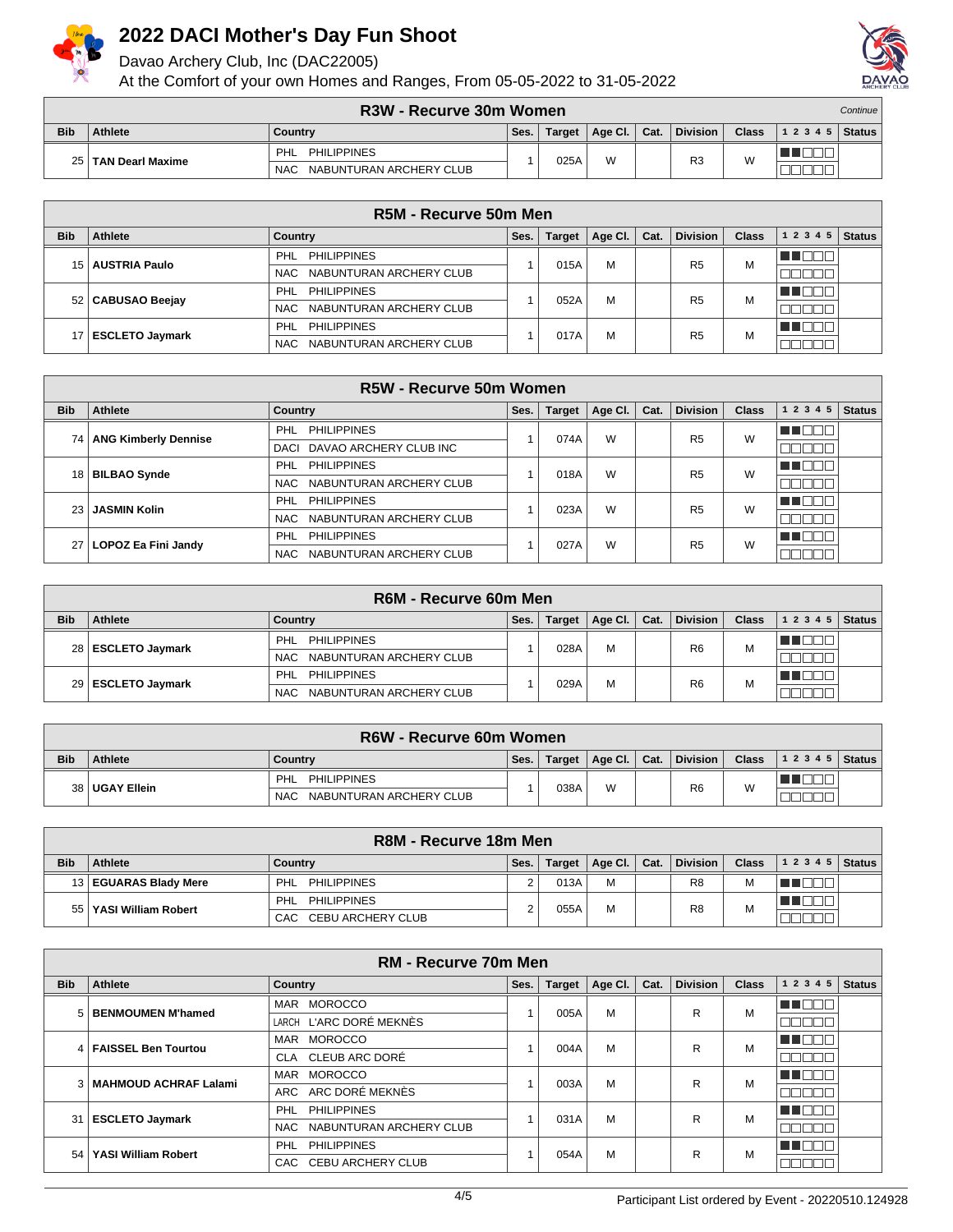# 2022 DACI Mother's Day Fun Shoot

Davao Archery Club, Inc (DAC22005)

At the Comfort of your own Homes and Ranges, From 05-05-2022 to 31-05-2022

## R3W - Recurve 30m Women

*Continue*

| Bib | Athlete | Country | Ses. | Target | Age Cl. | Cat. | Division | Class | 1 2 3 4 5 | Status |
|---|---|---|---|---|---|---|---|---|---|---|
| 25 | **TAN Dearl Maxime** | PHL PHILIPPINES / NAC NABUNTURAN ARCHERY CLUB | 1 | 025A | W | | R3 | W | | |

## R5M - Recurve 50m Men

| Bib | Athlete | Country | Ses. | Target | Age Cl. | Cat. | Division | Class | 1 2 3 4 5 | Status |
|---|---|---|---|---|---|---|---|---|---|---|
| 15 | **AUSTRIA Paulo** | PHL PHILIPPINES / NAC NABUNTURAN ARCHERY CLUB | 1 | 015A | M | | R5 | M | | |
| 52 | **CABUSAO Beejay** | PHL PHILIPPINES / NAC NABUNTURAN ARCHERY CLUB | 1 | 052A | M | | R5 | M | | |
| 17 | **ESCLETO Jaymark** | PHL PHILIPPINES / NAC NABUNTURAN ARCHERY CLUB | 1 | 017A | M | | R5 | M | | |

## R5W - Recurve 50m Women

| Bib | Athlete | Country | Ses. | Target | Age Cl. | Cat. | Division | Class | 1 2 3 4 5 | Status |
|---|---|---|---|---|---|---|---|---|---|---|
| 74 | **ANG Kimberly Dennise** | PHL PHILIPPINES / DACI DAVAO ARCHERY CLUB INC | 1 | 074A | W | | R5 | W | | |
| 18 | **BILBAO Synde** | PHL PHILIPPINES / NAC NABUNTURAN ARCHERY CLUB | 1 | 018A | W | | R5 | W | | |
| 23 | **JASMIN Kolin** | PHL PHILIPPINES / NAC NABUNTURAN ARCHERY CLUB | 1 | 023A | W | | R5 | W | | |
| 27 | **LOPOZ Ea Fini Jandy** | PHL PHILIPPINES / NAC NABUNTURAN ARCHERY CLUB | 1 | 027A | W | | R5 | W | | |

## R6M - Recurve 60m Men

| Bib | Athlete | Country | Ses. | Target | Age Cl. | Cat. | Division | Class | 1 2 3 4 5 | Status |
|---|---|---|---|---|---|---|---|---|---|---|
| 28 | **ESCLETO Jaymark** | PHL PHILIPPINES / NAC NABUNTURAN ARCHERY CLUB | 1 | 028A | M | | R6 | M | | |
| 29 | **ESCLETO Jaymark** | PHL PHILIPPINES / NAC NABUNTURAN ARCHERY CLUB | 1 | 029A | M | | R6 | M | | |

## R6W - Recurve 60m Women

| Bib | Athlete | Country | Ses. | Target | Age Cl. | Cat. | Division | Class | 1 2 3 4 5 | Status |
|---|---|---|---|---|---|---|---|---|---|---|
| 38 | **UGAY Ellein** | PHL PHILIPPINES / NAC NABUNTURAN ARCHERY CLUB | 1 | 038A | W | | R6 | W | | |

## R8M - Recurve 18m Men

| Bib | Athlete | Country | Ses. | Target | Age Cl. | Cat. | Division | Class | 1 2 3 4 5 | Status |
|---|---|---|---|---|---|---|---|---|---|---|
| 13 | **EGUARAS Blady Mere** | PHL PHILIPPINES | 2 | 013A | M | | R8 | M | | |
| 55 | **YASI William Robert** | PHL PHILIPPINES / CAC CEBU ARCHERY CLUB | 2 | 055A | M | | R8 | M | | |

## RM - Recurve 70m Men

| Bib | Athlete | Country | Ses. | Target | Age Cl. | Cat. | Division | Class | 1 2 3 4 5 | Status |
|---|---|---|---|---|---|---|---|---|---|---|
| 5 | **BENMOUMEN M'hamed** | MAR MOROCCO / LARCH L'ARC DORÉ MEKNÈS | 1 | 005A | M | | R | M | | |
| 4 | **FAISSEL Ben Tourtou** | MAR MOROCCO / CLA CLEUB ARC DORÉ | 1 | 004A | M | | R | M | | |
| 3 | **MAHMOUD ACHRAF Lalami** | MAR MOROCCO / ARC ARC DORÉ MEKNÈS | 1 | 003A | M | | R | M | | |
| 31 | **ESCLETO Jaymark** | PHL PHILIPPINES / NAC NABUNTURAN ARCHERY CLUB | 1 | 031A | M | | R | M | | |
| 54 | **YASI William Robert** | PHL PHILIPPINES / CAC CEBU ARCHERY CLUB | 1 | 054A | M | | R | M | | |

Participant List ordered by Event - 20220510.124928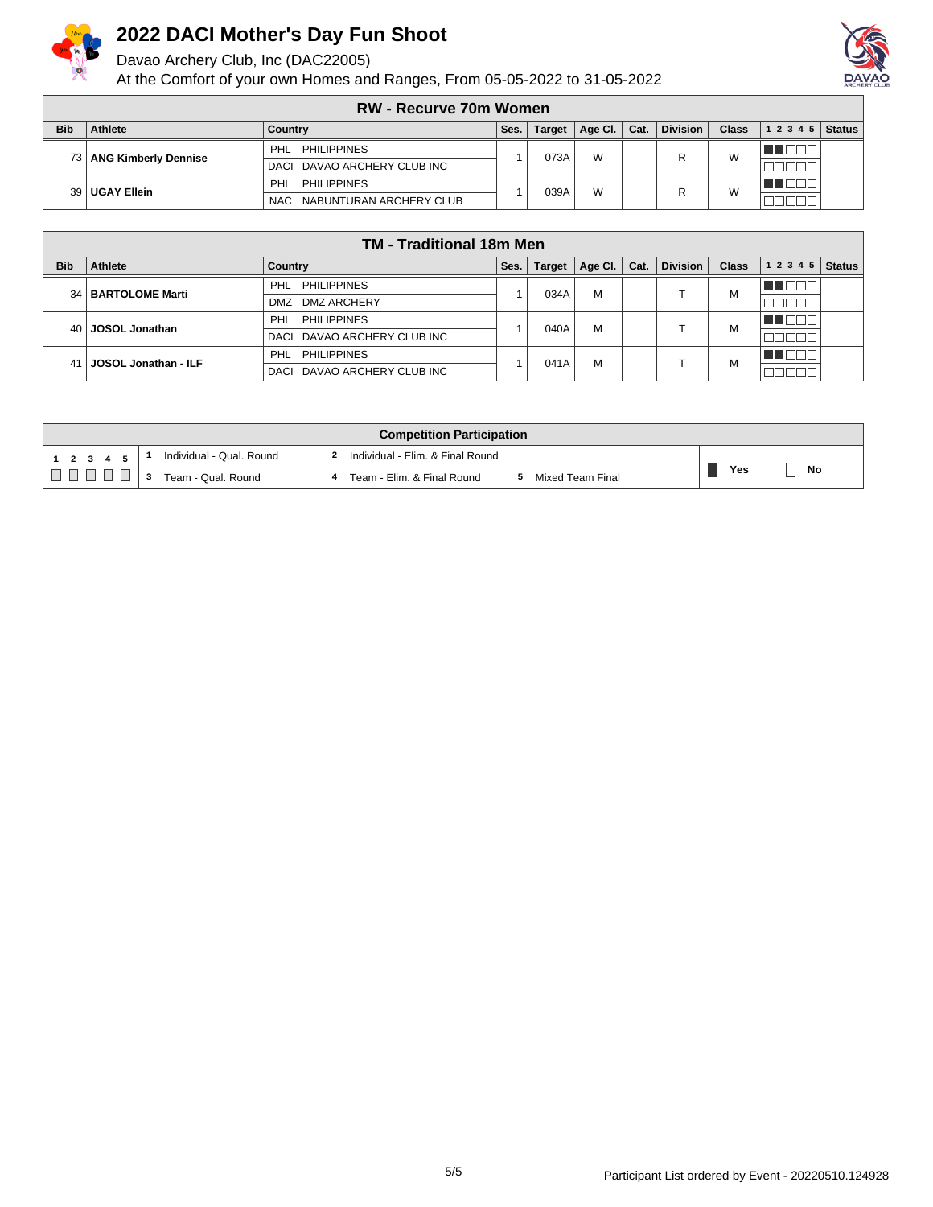# 2022 DACI Mother's Day Fun Shoot

Davao Archery Club, Inc (DAC22005)

At the Comfort of your own Homes and Ranges, From 05-05-2022 to 31-05-2022

## RW - Recurve 70m Women

| Bib | Athlete | Country | Ses. | Target | Age Cl. | Cat. | Division | Class | 1 2 3 4 5 | Status |
|---|---|---|---|---|---|---|---|---|---|---|
| 73 | **ANG Kimberly Dennise** | PHL PHILIPPINES<br>DACI DAVAO ARCHERY CLUB INC | 1 | 073A | W | | R | W | ■■□□□<br>□□□□□ | |
| 39 | **UGAY Ellein** | PHL PHILIPPINES<br>NAC NABUNTURAN ARCHERY CLUB | 1 | 039A | W | | R | W | ■■□□□<br>□□□□□ | |

## TM - Traditional 18m Men

| Bib | Athlete | Country | Ses. | Target | Age Cl. | Cat. | Division | Class | 1 2 3 4 5 | Status |
|---|---|---|---|---|---|---|---|---|---|---|
| 34 | **BARTOLOME Marti** | PHL PHILIPPINES<br>DMZ DMZ ARCHERY | 1 | 034A | M | | T | M | ■■□□□<br>□□□□□ | |
| 40 | **JOSOL Jonathan** | PHL PHILIPPINES<br>DACI DAVAO ARCHERY CLUB INC | 1 | 040A | M | | T | M | ■■□□□<br>□□□□□ | |
| 41 | **JOSOL Jonathan - ILF** | PHL PHILIPPINES<br>DACI DAVAO ARCHERY CLUB INC | 1 | 041A | M | | T | M | ■■□□□<br>□□□□□ | |

## Competition Participation

| 1 2 3 4 5 | | | |
|---|---|---|---|
| □ □ □ □ □ | 1 Individual - Qual. Round<br>3 Team - Qual. Round | 2 Individual - Elim. & Final Round<br>4 Team - Elim. & Final Round<br>5 Mixed Team Final | ■ Yes □ No |